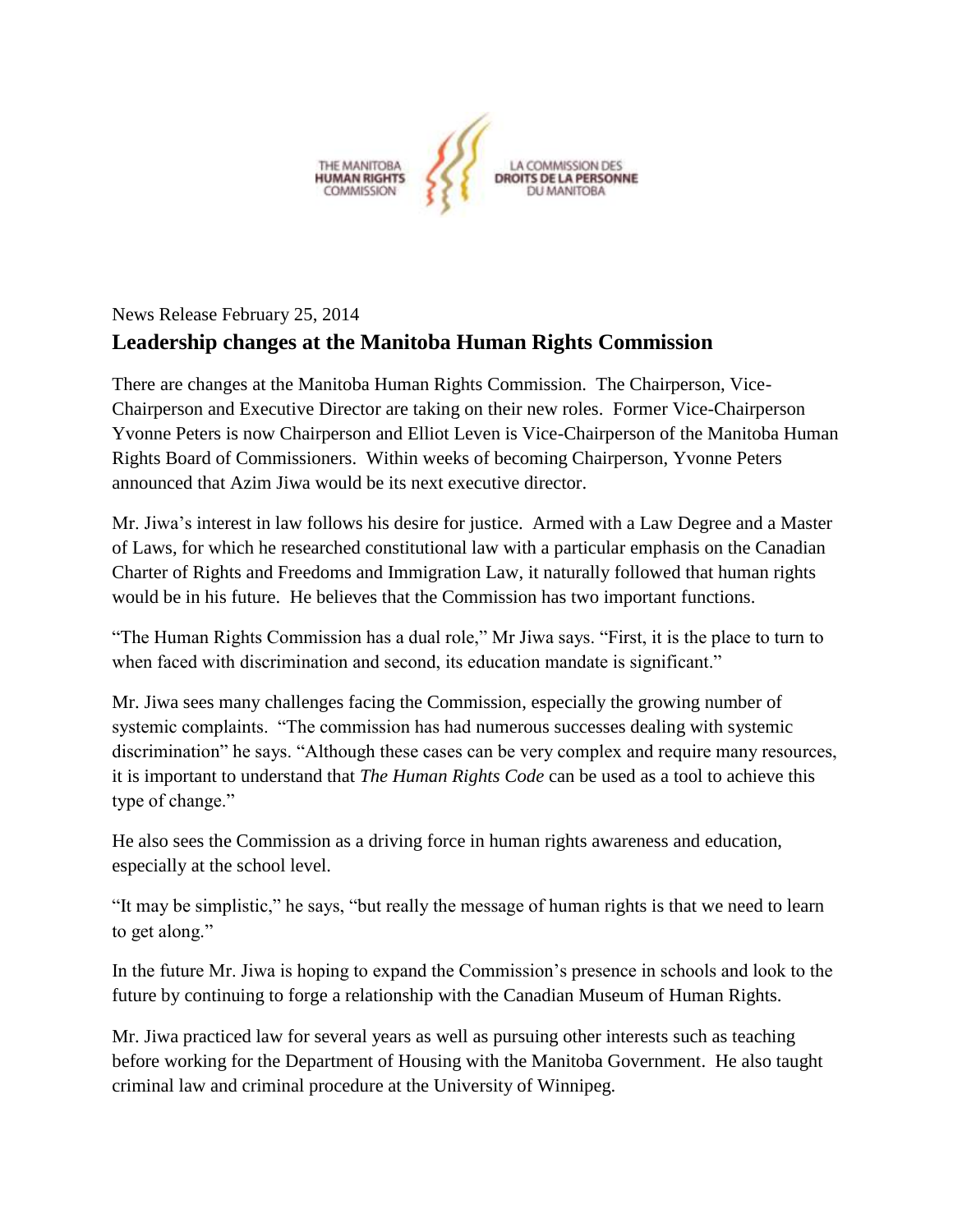THE MANITOBA **HUMAN RIGHTS** COMMISSION

LA COMMISSION DES **DROITS DE LA PERSONNE** DU MANITOBA

News Release February 25, 2014

## Leadership changes at the Manitoba Human Rights Commission

There are changes at the Manitoba Human Rights Commission. The Chairperson, Vice-Chairperson and Executive Director are taking on their new roles. Former Vice-Chairperson Yvonne Peters is now Chairperson and Elliot Leven is Vice-Chairperson of the Manitoba Human Rights Board of Commissioners. Within weeks of becoming Chairperson, Yvonne Peters announced that Azim Jiwa would be its next executive director.

Mr. Jiwa's interest in law follows his desire for justice. Armed with a Law Degree and a Master of Laws, for which he researched constitutional law with a particular emphasis on the Canadian Charter of Rights and Freedoms and Immigration Law, it naturally followed that human rights would be in his future. He believes that the Commission has two important functions.

"The Human Rights Commission has a dual role," Mr Jiwa says. "First, it is the place to turn to when faced with discrimination and second, its education mandate is significant."

Mr. Jiwa sees many challenges facing the Commission, especially the growing number of systemic complaints. "The commission has had numerous successes dealing with systemic discrimination" he says. "Although these cases can be very complex and require many resources, it is important to understand that *The Human Rights Code* can be used as a tool to achieve this type of change."

He also sees the Commission as a driving force in human rights awareness and education, especially at the school level.

"It may be simplistic," he says, "but really the message of human rights is that we need to learn to get along."

In the future Mr. Jiwa is hoping to expand the Commission's presence in schools and look to the future by continuing to forge a relationship with the Canadian Museum of Human Rights.

Mr. Jiwa practiced law for several years as well as pursuing other interests such as teaching before working for the Department of Housing with the Manitoba Government. He also taught criminal law and criminal procedure at the University of Winnipeg.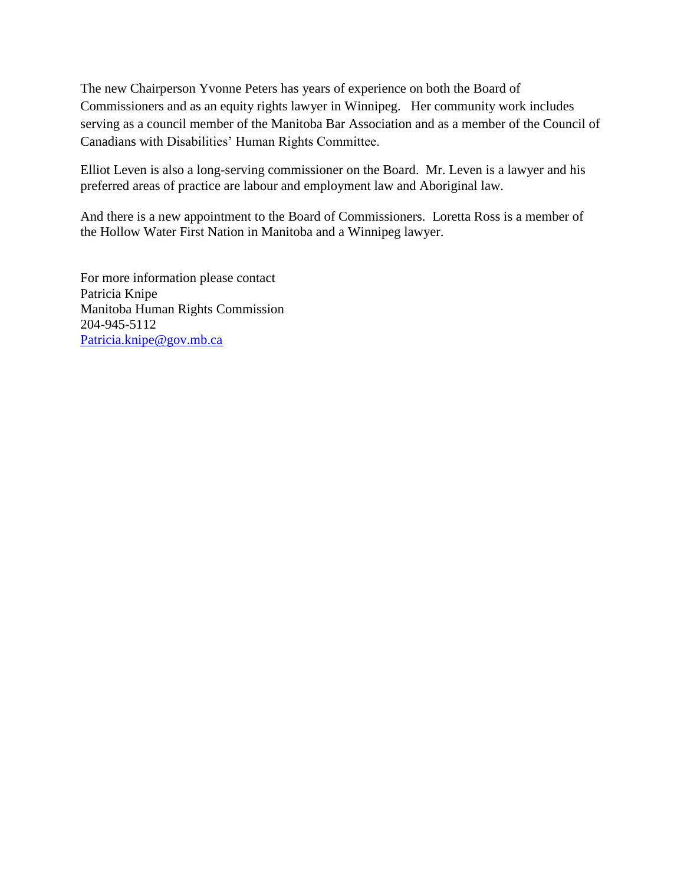The new Chairperson Yvonne Peters has years of experience on both the Board of Commissioners and as an equity rights lawyer in Winnipeg. Her community work includes serving as a council member of the Manitoba Bar Association and as a member of the Council of Canadians with Disabilities' Human Rights Committee.

Elliot Leven is also a long-serving commissioner on the Board. Mr. Leven is a lawyer and his preferred areas of practice are labour and employment law and Aboriginal law.

And there is a new appointment to the Board of Commissioners. Loretta Ross is a member of the Hollow Water First Nation in Manitoba and a Winnipeg lawyer.

For more information please contact
Patricia Knipe
Manitoba Human Rights Commission
204-945-5112
Patricia.knipe@gov.mb.ca